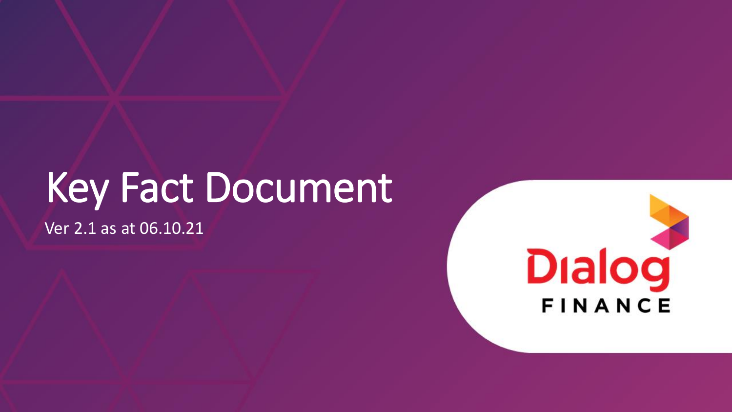# Key Fact Document

Ver 2.1 as at 06.10.21

Dialog FINANCE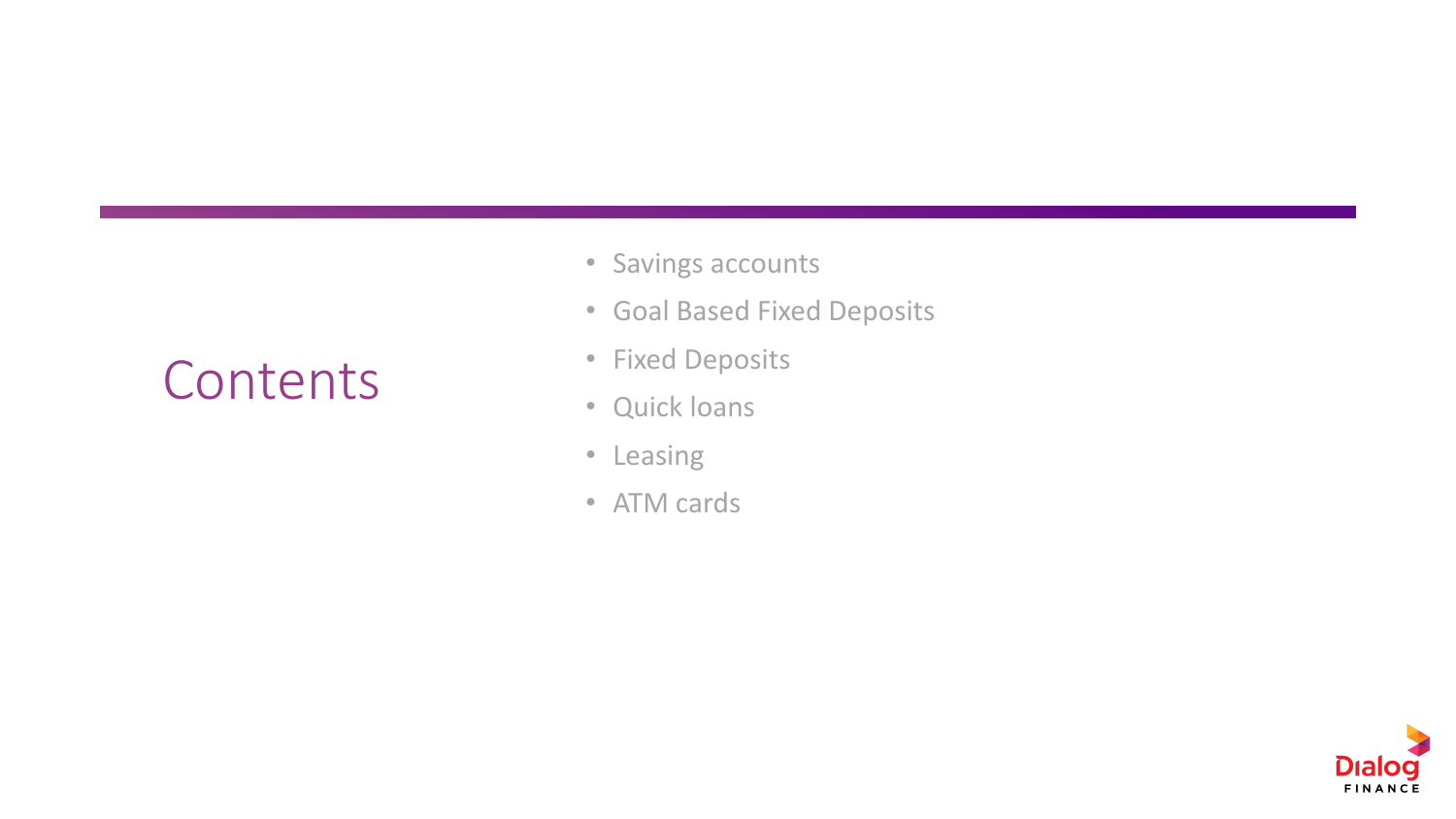# Contents

- Savings accounts
- Goal Based Fixed Deposits
- Fixed Deposits
- Quick loans
- Leasing
- ATM cards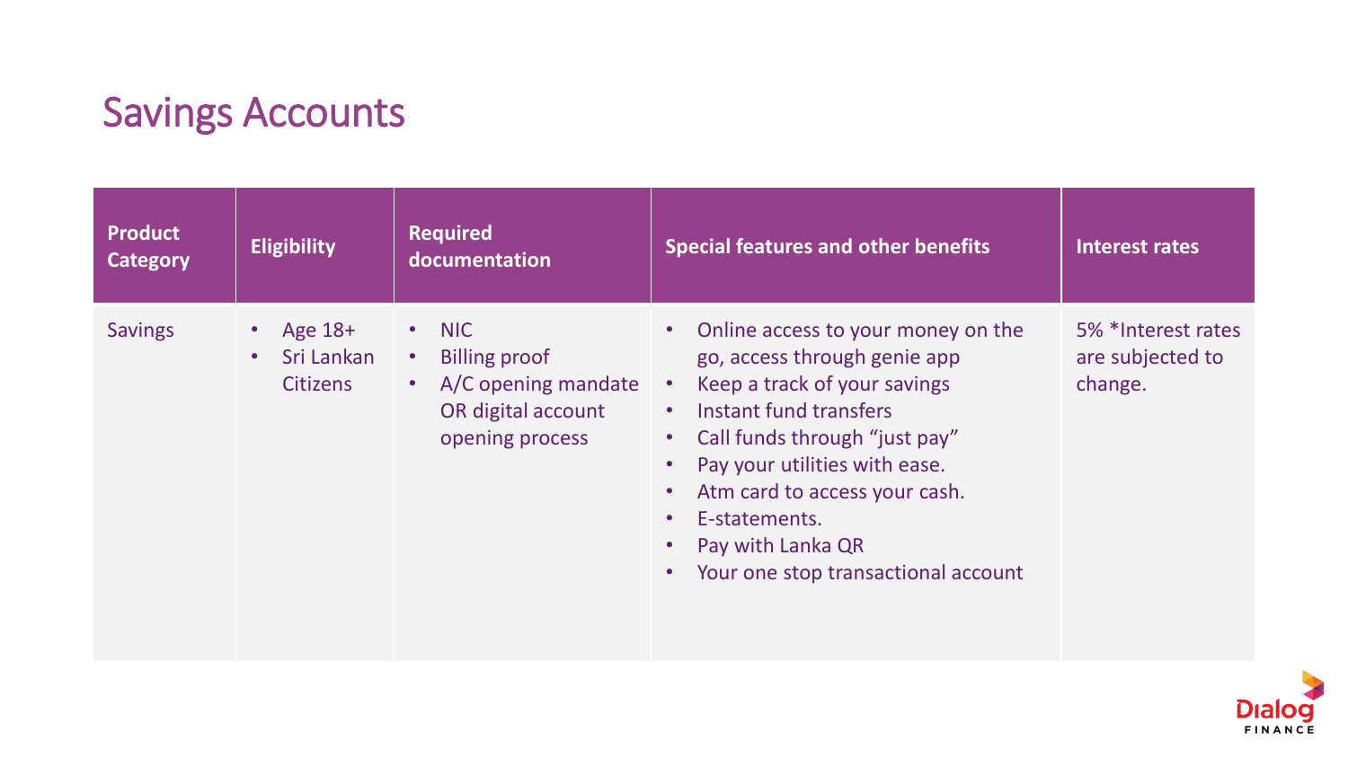# Savings Accounts

| Product Category | Eligibility | Required documentation | Special features and other benefits | Interest rates |
|---|---|---|---|---|
| Savings | • Age 18+<br>• Sri Lankan Citizens | • NIC<br>• Billing proof<br>• A/C opening mandate OR digital account opening process | • Online access to your money on the go, access through genie app<br>• Keep a track of your savings<br>• Instant fund transfers<br>• Call funds through "just pay"<br>• Pay your utilities with ease.<br>• Atm card to access your cash.<br>• E-statements.<br>• Pay with Lanka QR<br>• Your one stop transactional account | 5% *Interest rates are subjected to change. |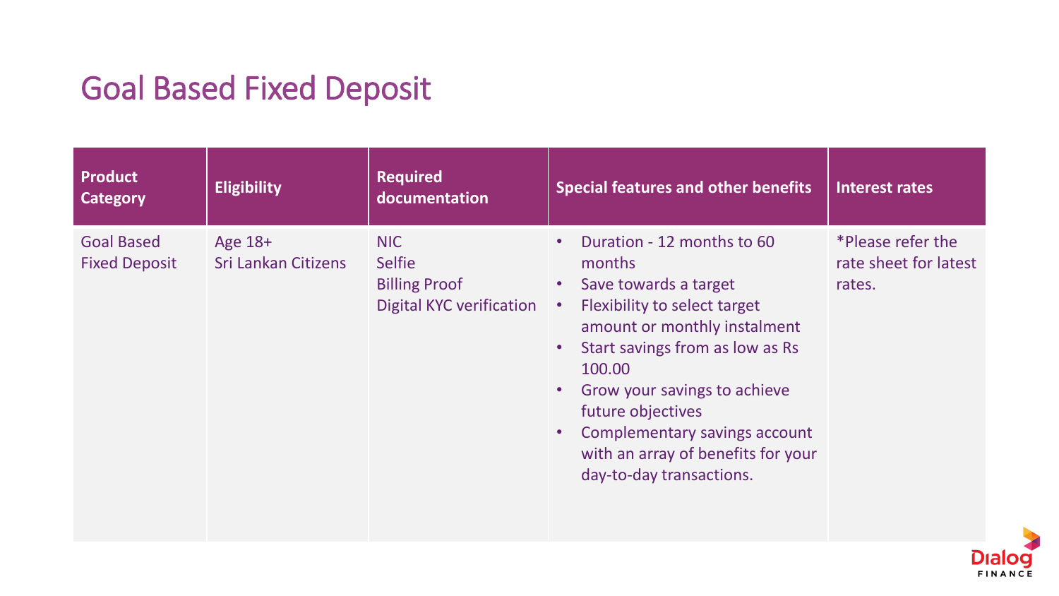# Goal Based Fixed Deposit

| Product Category | Eligibility | Required documentation | Special features and other benefits | Interest rates |
|---|---|---|---|---|
| Goal Based Fixed Deposit | Age 18+<br>Sri Lankan Citizens | NIC<br>Selfie<br>Billing Proof<br>Digital KYC verification | • Duration - 12 months to 60 months<br>• Save towards a target<br>• Flexibility to select target amount or monthly instalment<br>• Start savings from as low as Rs 100.00<br>• Grow your savings to achieve future objectives<br>• Complementary savings account with an array of benefits for your day-to-day transactions. | *Please refer the rate sheet for latest rates. |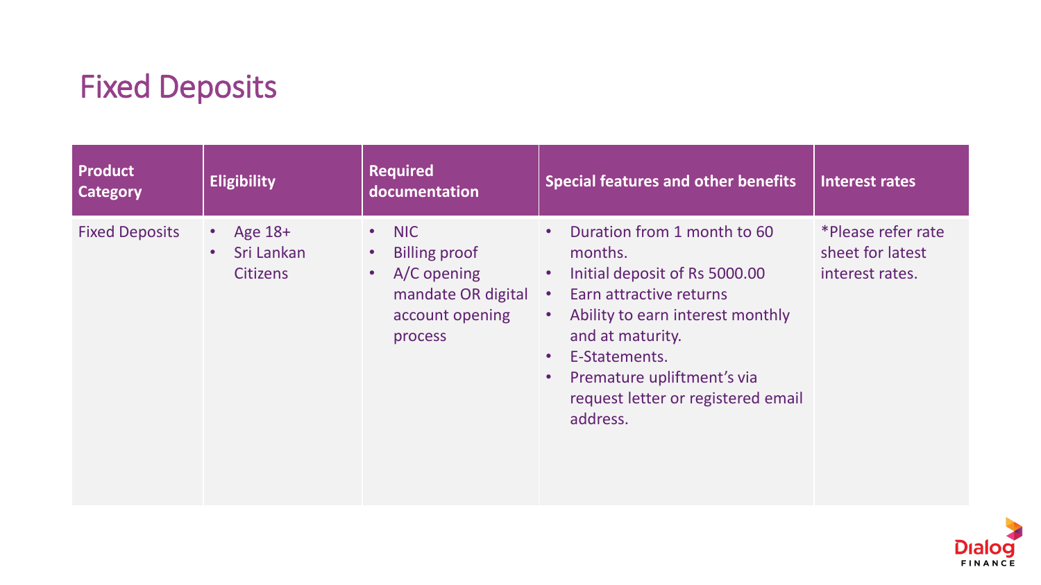# Fixed Deposits

| Product Category | Eligibility | Required documentation | Special features and other benefits | Interest rates |
|---|---|---|---|---|
| Fixed Deposits | • Age 18+<br>• Sri Lankan Citizens | • NIC<br>• Billing proof<br>• A/C opening mandate OR digital account opening process | • Duration from 1 month to 60 months.<br>• Initial deposit of Rs 5000.00<br>• Earn attractive returns<br>• Ability to earn interest monthly and at maturity.<br>• E-Statements.<br>• Premature upliftment's via request letter or registered email address. | *Please refer rate sheet for latest interest rates. |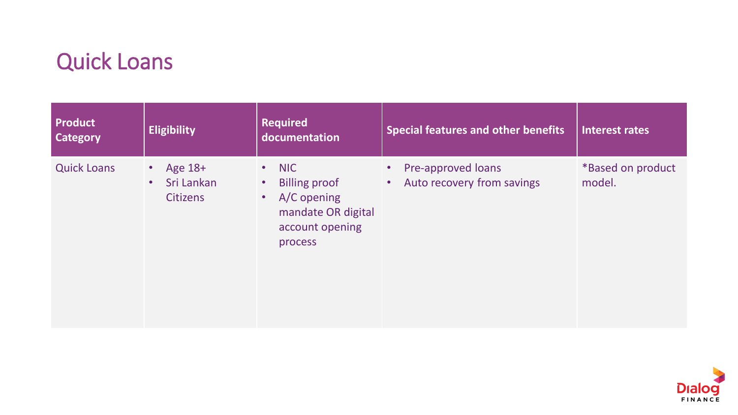# Quick Loans

| Product Category | Eligibility | Required documentation | Special features and other benefits | Interest rates |
|---|---|---|---|---|
| Quick Loans | • Age 18+<br>• Sri Lankan Citizens | • NIC<br>• Billing proof<br>• A/C opening mandate OR digital account opening process | • Pre-approved loans<br>• Auto recovery from savings | *Based on product model. |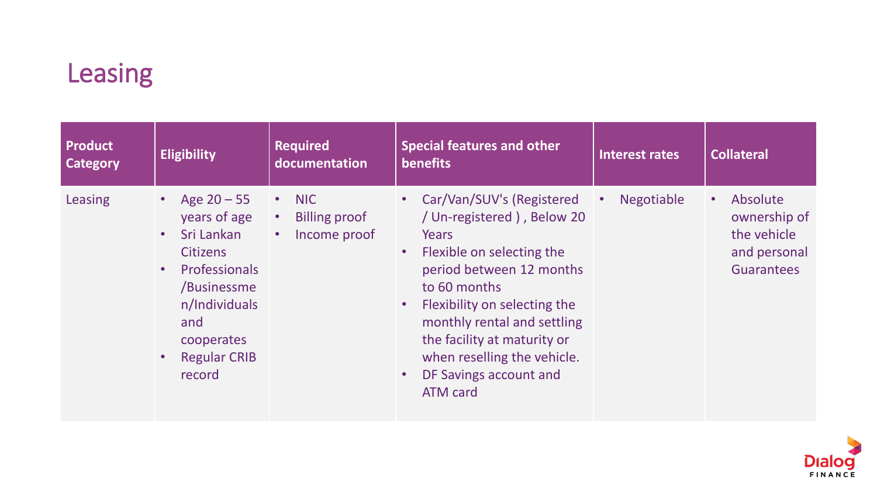# Leasing

| Product Category | Eligibility | Required documentation | Special features and other benefits | Interest rates | Collateral |
|---|---|---|---|---|---|
| Leasing | • Age 20 – 55 years of age<br>• Sri Lankan Citizens<br>• Professionals /Businessmen/Individuals and cooperates<br>• Regular CRIB record | • NIC<br>• Billing proof<br>• Income proof | • Car/Van/SUV's (Registered / Un-registered ) , Below 20 Years<br>• Flexible on selecting the period between 12 months to 60 months<br>• Flexibility on selecting the monthly rental and settling the facility at maturity or when reselling the vehicle.<br>• DF Savings account and ATM card | • Negotiable | • Absolute ownership of the vehicle and personal Guarantees |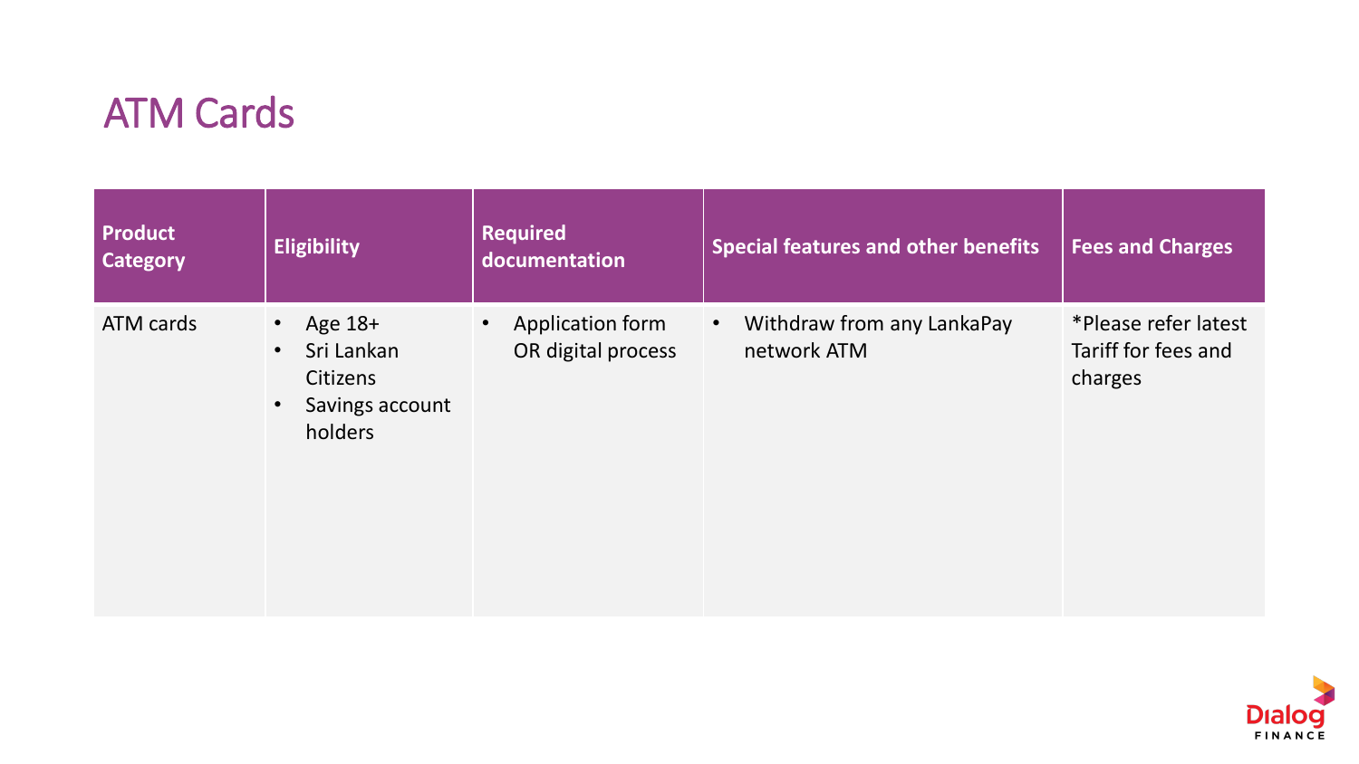# ATM Cards

| Product Category | Eligibility | Required documentation | Special features and other benefits | Fees and Charges |
|---|---|---|---|---|
| ATM cards | • Age 18+<br>• Sri Lankan Citizens<br>• Savings account holders | • Application form OR digital process | • Withdraw from any LankaPay network ATM | *Please refer latest Tariff for fees and charges |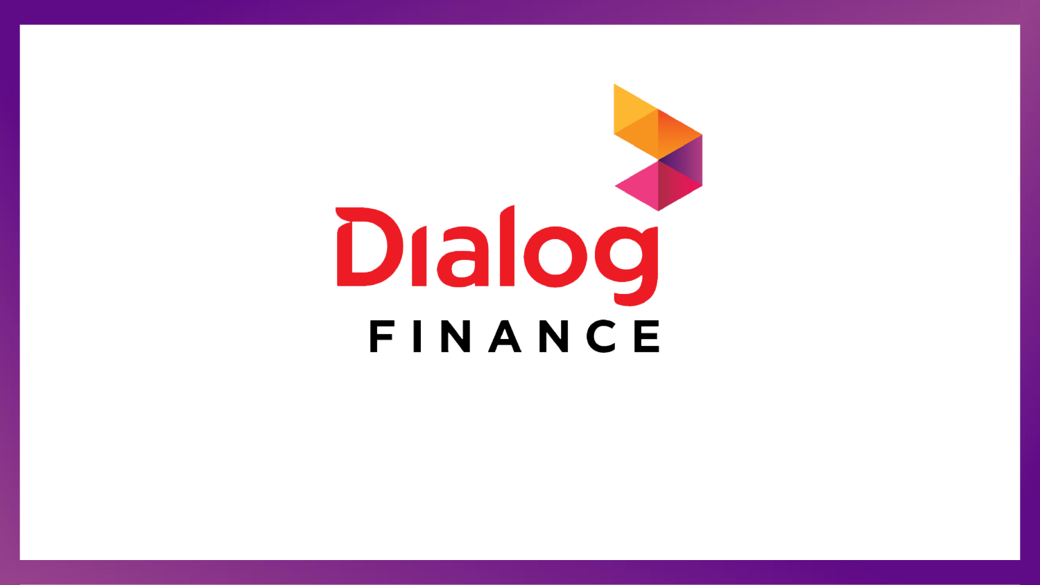Dialog

FINANCE